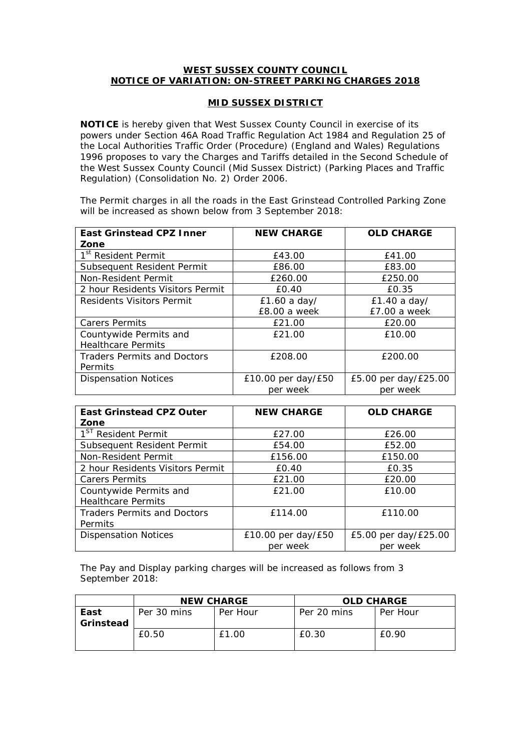# WEST SUSSEX COUNTY COUNCIL
## NOTICE OF VARIATION: ON-STREET PARKING CHARGES 2018

### MID SUSSEX DISTRICT

**NOTICE** is hereby given that West Sussex County Council in exercise of its powers under Section 46A Road Traffic Regulation Act 1984 and Regulation 25 of the Local Authorities Traffic Order (Procedure) (England and Wales) Regulations 1996 proposes to vary the Charges and Tariffs detailed in the Second Schedule of the West Sussex County Council (Mid Sussex District) (Parking Places and Traffic Regulation) (Consolidation No. 2) Order 2006.

The Permit charges in all the roads in the East Grinstead Controlled Parking Zone will be increased as shown below from 3 September 2018:

| East Grinstead CPZ Inner Zone | NEW CHARGE | OLD CHARGE |
|---|---|---|
| 1st Resident Permit | £43.00 | £41.00 |
| Subsequent Resident Permit | £86.00 | £83.00 |
| Non-Resident Permit | £260.00 | £250.00 |
| 2 hour Residents Visitors Permit | £0.40 | £0.35 |
| Residents Visitors Permit | £1.60 a day/ £8.00 a week | £1.40 a day/ £7.00 a week |
| Carers Permits | £21.00 | £20.00 |
| Countywide Permits and Healthcare Permits | £21.00 | £10.00 |
| Traders Permits and Doctors Permits | £208.00 | £200.00 |
| Dispensation Notices | £10.00 per day/£50 per week | £5.00 per day/£25.00 per week |

| East Grinstead CPZ Outer Zone | NEW CHARGE | OLD CHARGE |
|---|---|---|
| 1ST Resident Permit | £27.00 | £26.00 |
| Subsequent Resident Permit | £54.00 | £52.00 |
| Non-Resident Permit | £156.00 | £150.00 |
| 2 hour Residents Visitors Permit | £0.40 | £0.35 |
| Carers Permits | £21.00 | £20.00 |
| Countywide Permits and Healthcare Permits | £21.00 | £10.00 |
| Traders Permits and Doctors Permits | £114.00 | £110.00 |
| Dispensation Notices | £10.00 per day/£50 per week | £5.00 per day/£25.00 per week |

The Pay and Display parking charges will be increased as follows from 3 September 2018:

| | NEW CHARGE | | OLD CHARGE | |
|---|---|---|---|---|
| East Grinstead | Per 30 mins | Per Hour | Per 20 mins | Per Hour |
| | £0.50 | £1.00 | £0.30 | £0.90 |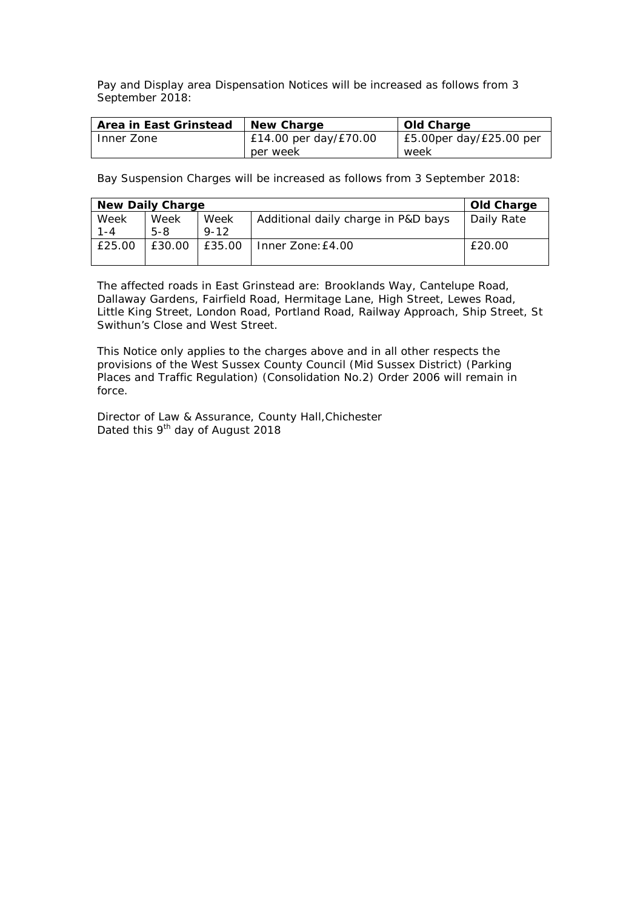Pay and Display area Dispensation Notices will be increased as follows from 3 September 2018:

| Area in East Grinstead | New Charge | Old Charge |
|---|---|---|
| Inner Zone | £14.00 per day/£70.00 per week | £5.00per day/£25.00 per week |

Bay Suspension Charges will be increased as follows from 3 September 2018:

| New Daily Charge | | | | Old Charge |
|---|---|---|---|---|
| Week 1-4 | Week 5-8 | Week 9-12 | Additional daily charge in P&D bays | Daily Rate |
| £25.00 | £30.00 | £35.00 | Inner Zone: £4.00 | £20.00 |

The affected roads in East Grinstead are: Brooklands Way, Cantelupe Road, Dallaway Gardens, Fairfield Road, Hermitage Lane, High Street, Lewes Road, Little King Street, London Road, Portland Road, Railway Approach, Ship Street, St Swithun's Close and West Street.

This Notice only applies to the charges above and in all other respects the provisions of the West Sussex County Council (Mid Sussex District) (Parking Places and Traffic Regulation) (Consolidation No.2) Order 2006 will remain in force.

Director of Law & Assurance, County Hall, Chichester
Dated this 9th day of August 2018